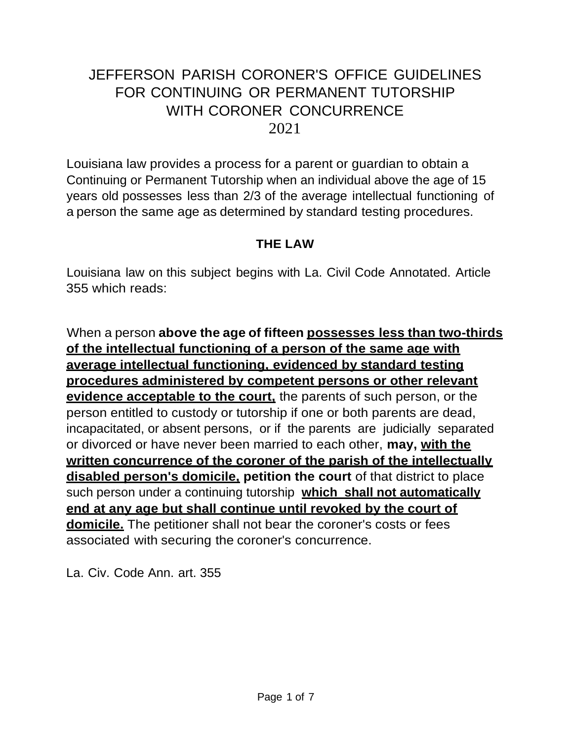# JEFFERSON PARISH CORONER'S OFFICE GUIDELINES FOR CONTINUING OR PERMANENT TUTORSHIP WITH CORONER CONCURRENCE
2021

Louisiana law provides a process for a parent or guardian to obtain a Continuing or Permanent Tutorship when an individual above the age of 15 years old possesses less than 2/3 of the average intellectual functioning of a person the same age as determined by standard testing procedures.

## THE LAW

Louisiana law on this subject begins with La. Civil Code Annotated. Article 355 which reads:

When a person **above the age of fifteen <u>possesses less than two-thirds of the intellectual functioning of a person of the same age with average intellectual functioning, evidenced by standard testing procedures administered by competent persons or other relevant evidence acceptable to the court,</u>** the parents of such person, or the person entitled to custody or tutorship if one or both parents are dead, incapacitated, or absent persons, or if the parents are judicially separated or divorced or have never been married to each other, **may, <u>with the written concurrence of the coroner of the parish of the intellectually disabled person's domicile,</u> petition the court** of that district to place such person under a continuing tutorship **<u>which shall not automatically end at any age but shall continue until revoked by the court of domicile.</u>** The petitioner shall not bear the coroner's costs or fees associated with securing the coroner's concurrence.

La. Civ. Code Ann. art. 355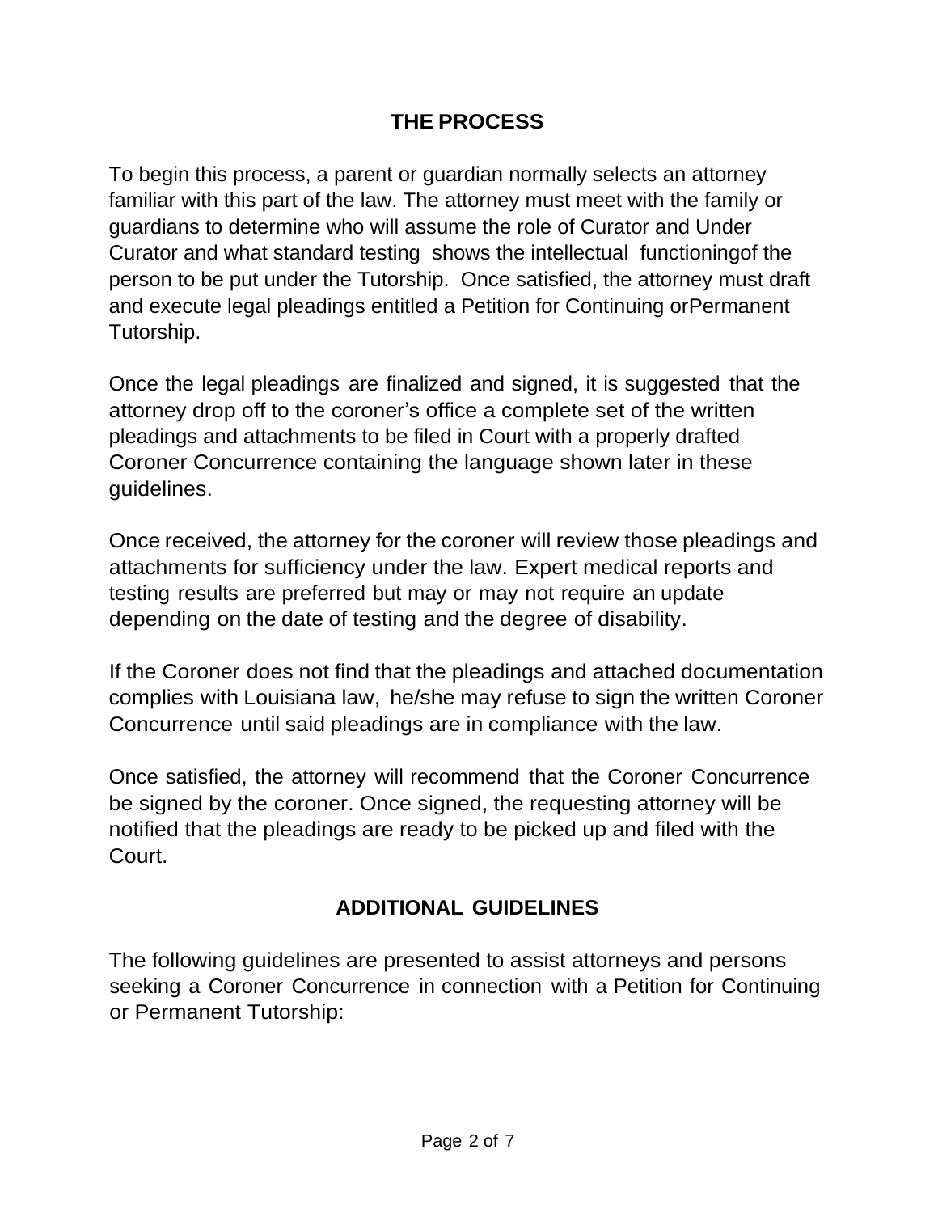## THE PROCESS

To begin this process, a parent or guardian normally selects an attorney familiar with this part of the law. The attorney must meet with the family or guardians to determine who will assume the role of Curator and Under Curator and what standard testing shows the intellectual functioningof the person to be put under the Tutorship. Once satisfied, the attorney must draft and execute legal pleadings entitled a Petition for Continuing orPermanent Tutorship.

Once the legal pleadings are finalized and signed, it is suggested that the attorney drop off to the coroner's office a complete set of the written pleadings and attachments to be filed in Court with a properly drafted Coroner Concurrence containing the language shown later in these guidelines.

Once received, the attorney for the coroner will review those pleadings and attachments for sufficiency under the law. Expert medical reports and testing results are preferred but may or may not require an update depending on the date of testing and the degree of disability.

If the Coroner does not find that the pleadings and attached documentation complies with Louisiana law, he/she may refuse to sign the written Coroner Concurrence until said pleadings are in compliance with the law.

Once satisfied, the attorney will recommend that the Coroner Concurrence be signed by the coroner. Once signed, the requesting attorney will be notified that the pleadings are ready to be picked up and filed with the Court.

## ADDITIONAL GUIDELINES

The following guidelines are presented to assist attorneys and persons seeking a Coroner Concurrence in connection with a Petition for Continuing or Permanent Tutorship: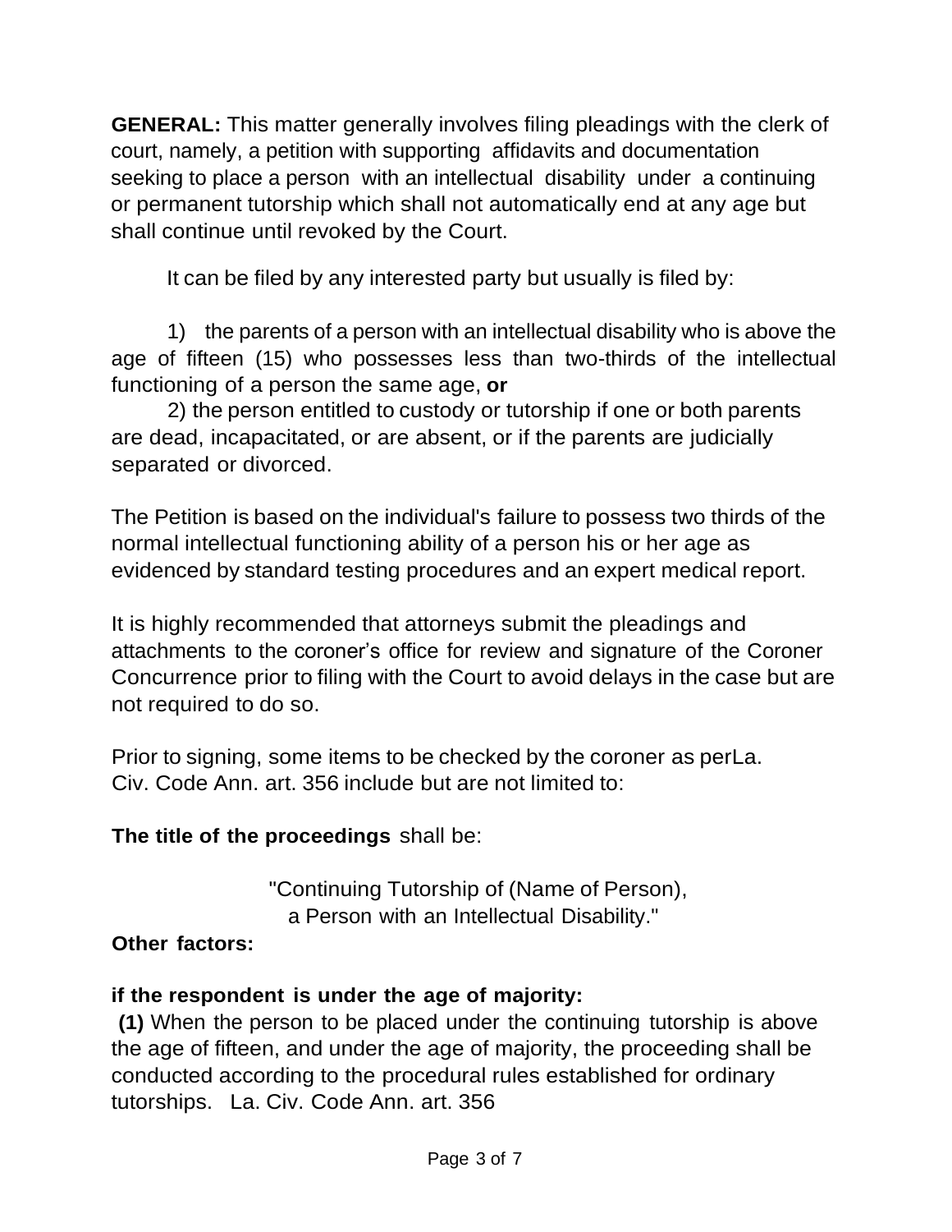**GENERAL:** This matter generally involves filing pleadings with the clerk of court, namely, a petition with supporting affidavits and documentation seeking to place a person with an intellectual disability under a continuing or permanent tutorship which shall not automatically end at any age but shall continue until revoked by the Court.

It can be filed by any interested party but usually is filed by:

1) the parents of a person with an intellectual disability who is above the age of fifteen (15) who possesses less than two-thirds of the intellectual functioning of a person the same age, **or**

2) the person entitled to custody or tutorship if one or both parents are dead, incapacitated, or are absent, or if the parents are judicially separated or divorced.

The Petition is based on the individual's failure to possess two thirds of the normal intellectual functioning ability of a person his or her age as evidenced by standard testing procedures and an expert medical report.

It is highly recommended that attorneys submit the pleadings and attachments to the coroner's office for review and signature of the Coroner Concurrence prior to filing with the Court to avoid delays in the case but are not required to do so.

Prior to signing, some items to be checked by the coroner as perLa. Civ. Code Ann. art. 356 include but are not limited to:

**The title of the proceedings** shall be:

"Continuing Tutorship of (Name of Person),
a Person with an Intellectual Disability."

**Other factors:**

**if the respondent is under the age of majority:**

**(1)** When the person to be placed under the continuing tutorship is above the age of fifteen, and under the age of majority, the proceeding shall be conducted according to the procedural rules established for ordinary tutorships. La. Civ. Code Ann. art. 356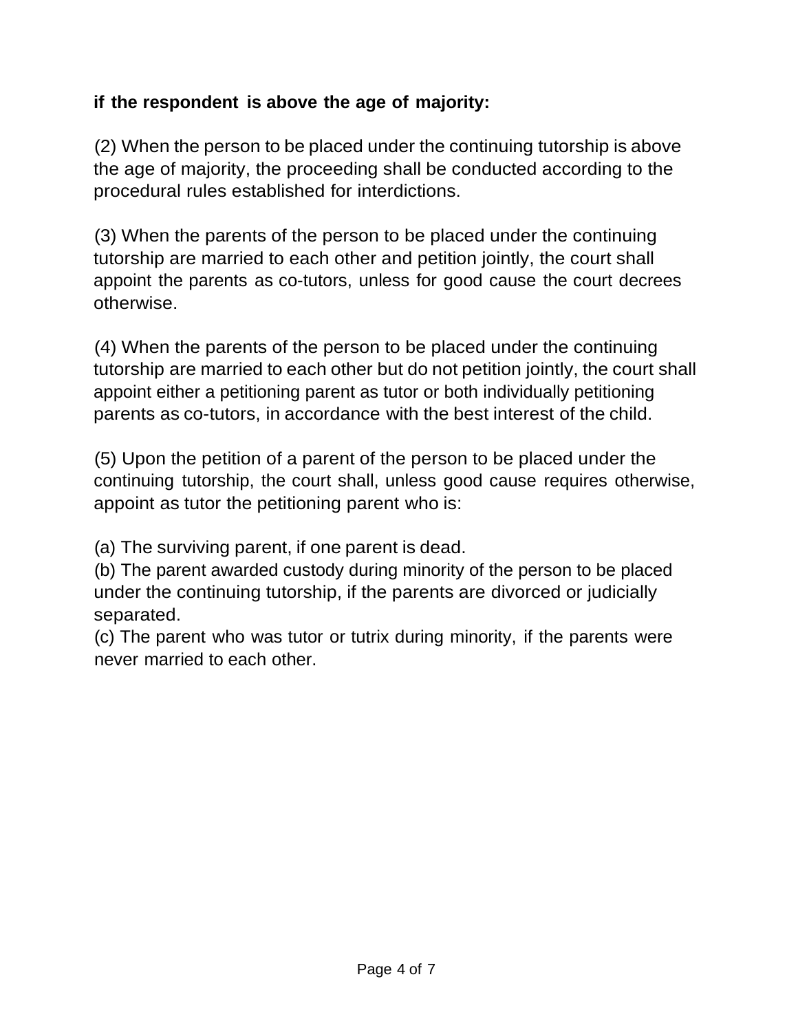**if the respondent is above the age of majority:**

(2) When the person to be placed under the continuing tutorship is above the age of majority, the proceeding shall be conducted according to the procedural rules established for interdictions.

(3) When the parents of the person to be placed under the continuing tutorship are married to each other and petition jointly, the court shall appoint the parents as co-tutors, unless for good cause the court decrees otherwise.

(4) When the parents of the person to be placed under the continuing tutorship are married to each other but do not petition jointly, the court shall appoint either a petitioning parent as tutor or both individually petitioning parents as co-tutors, in accordance with the best interest of the child.

(5) Upon the petition of a parent of the person to be placed under the continuing tutorship, the court shall, unless good cause requires otherwise, appoint as tutor the petitioning parent who is:

(a) The surviving parent, if one parent is dead.
(b) The parent awarded custody during minority of the person to be placed under the continuing tutorship, if the parents are divorced or judicially separated.
(c) The parent who was tutor or tutrix during minority, if the parents were never married to each other.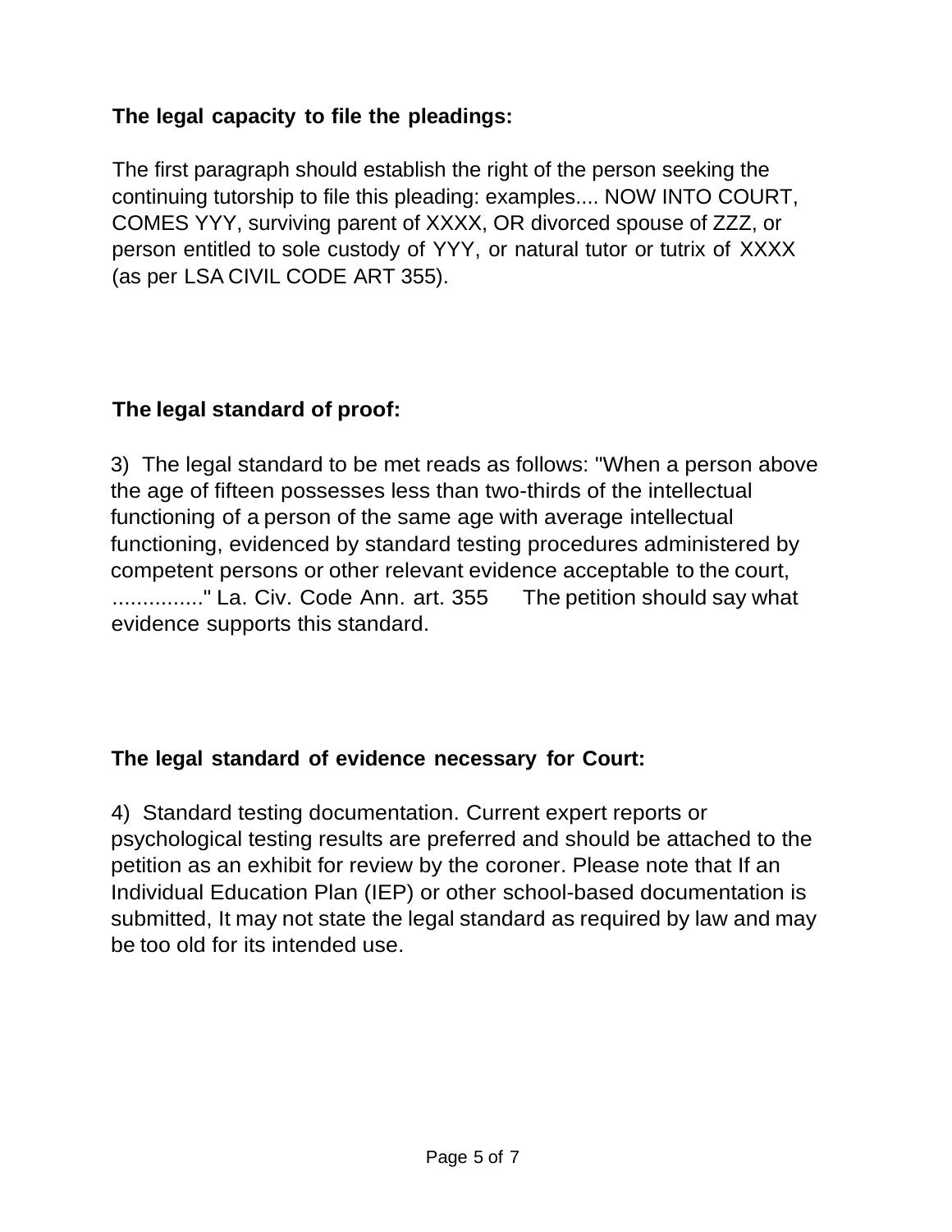**The legal capacity to file the pleadings:**

The first paragraph should establish the right of the person seeking the continuing tutorship to file this pleading: examples.... NOW INTO COURT, COMES YYY, surviving parent of XXXX, OR divorced spouse of ZZZ, or person entitled to sole custody of YYY, or natural tutor or tutrix of XXXX (as per LSA CIVIL CODE ART 355).

**The legal standard of proof:**

3) The legal standard to be met reads as follows: "When a person above the age of fifteen possesses less than two-thirds of the intellectual functioning of a person of the same age with average intellectual functioning, evidenced by standard testing procedures administered by competent persons or other relevant evidence acceptable to the court, ..............." La. Civ. Code Ann. art. 355 The petition should say what evidence supports this standard.

**The legal standard of evidence necessary for Court:**

4) Standard testing documentation. Current expert reports or psychological testing results are preferred and should be attached to the petition as an exhibit for review by the coroner. Please note that If an Individual Education Plan (IEP) or other school-based documentation is submitted, It may not state the legal standard as required by law and may be too old for its intended use.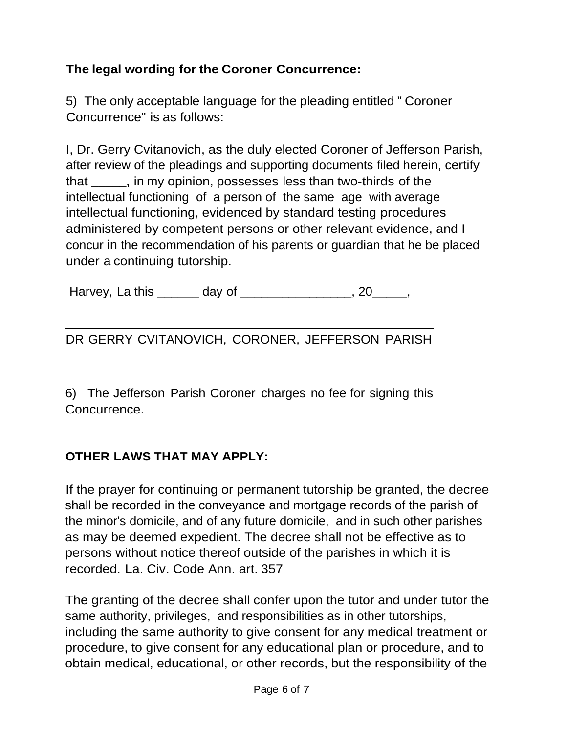**The legal wording for the Coroner Concurrence:**

5) The only acceptable language for the pleading entitled " Coroner Concurrence" is as follows:

I, Dr. Gerry Cvitanovich, as the duly elected Coroner of Jefferson Parish, after review of the pleadings and supporting documents filed herein, certify that _____**,** in my opinion, possesses less than two-thirds of the intellectual functioning of a person of the same age with average intellectual functioning, evidenced by standard testing procedures administered by competent persons or other relevant evidence, and I concur in the recommendation of his parents or guardian that he be placed under a continuing tutorship.

Harvey, La this ______ day of ________________, 20_____,

______________________________________________________

DR GERRY CVITANOVICH, CORONER, JEFFERSON PARISH

6) The Jefferson Parish Coroner charges no fee for signing this Concurrence.

**OTHER LAWS THAT MAY APPLY:**

If the prayer for continuing or permanent tutorship be granted, the decree shall be recorded in the conveyance and mortgage records of the parish of the minor's domicile, and of any future domicile, and in such other parishes as may be deemed expedient. The decree shall not be effective as to persons without notice thereof outside of the parishes in which it is recorded. La. Civ. Code Ann. art. 357

The granting of the decree shall confer upon the tutor and under tutor the same authority, privileges, and responsibilities as in other tutorships, including the same authority to give consent for any medical treatment or procedure, to give consent for any educational plan or procedure, and to obtain medical, educational, or other records, but the responsibility of the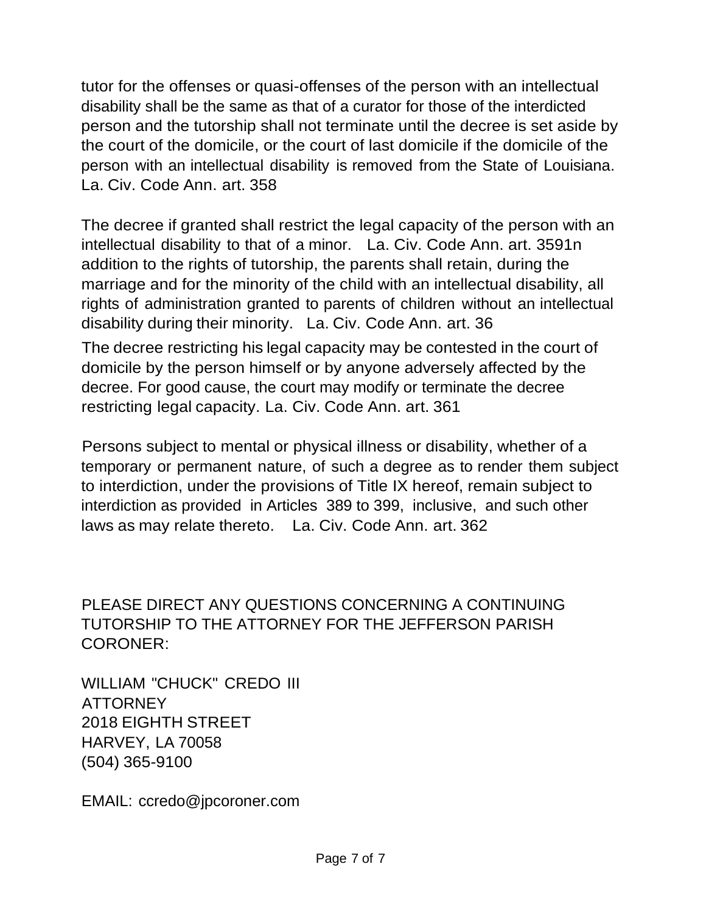tutor for the offenses or quasi-offenses of the person with an intellectual disability shall be the same as that of a curator for those of the interdicted person and the tutorship shall not terminate until the decree is set aside by the court of the domicile, or the court of last domicile if the domicile of the person with an intellectual disability is removed from the State of Louisiana. La. Civ. Code Ann. art. 358

The decree if granted shall restrict the legal capacity of the person with an intellectual disability to that of a minor. La. Civ. Code Ann. art. 3591n addition to the rights of tutorship, the parents shall retain, during the marriage and for the minority of the child with an intellectual disability, all rights of administration granted to parents of children without an intellectual disability during their minority. La. Civ. Code Ann. art. 36

The decree restricting his legal capacity may be contested in the court of domicile by the person himself or by anyone adversely affected by the decree. For good cause, the court may modify or terminate the decree restricting legal capacity. La. Civ. Code Ann. art. 361

Persons subject to mental or physical illness or disability, whether of a temporary or permanent nature, of such a degree as to render them subject to interdiction, under the provisions of Title IX hereof, remain subject to interdiction as provided in Articles 389 to 399, inclusive, and such other laws as may relate thereto. La. Civ. Code Ann. art. 362

PLEASE DIRECT ANY QUESTIONS CONCERNING A CONTINUING TUTORSHIP TO THE ATTORNEY FOR THE JEFFERSON PARISH CORONER:

WILLIAM "CHUCK" CREDO III
ATTORNEY
2018 EIGHTH STREET
HARVEY, LA 70058
(504) 365-9100

EMAIL: ccredo@jpcoroner.com